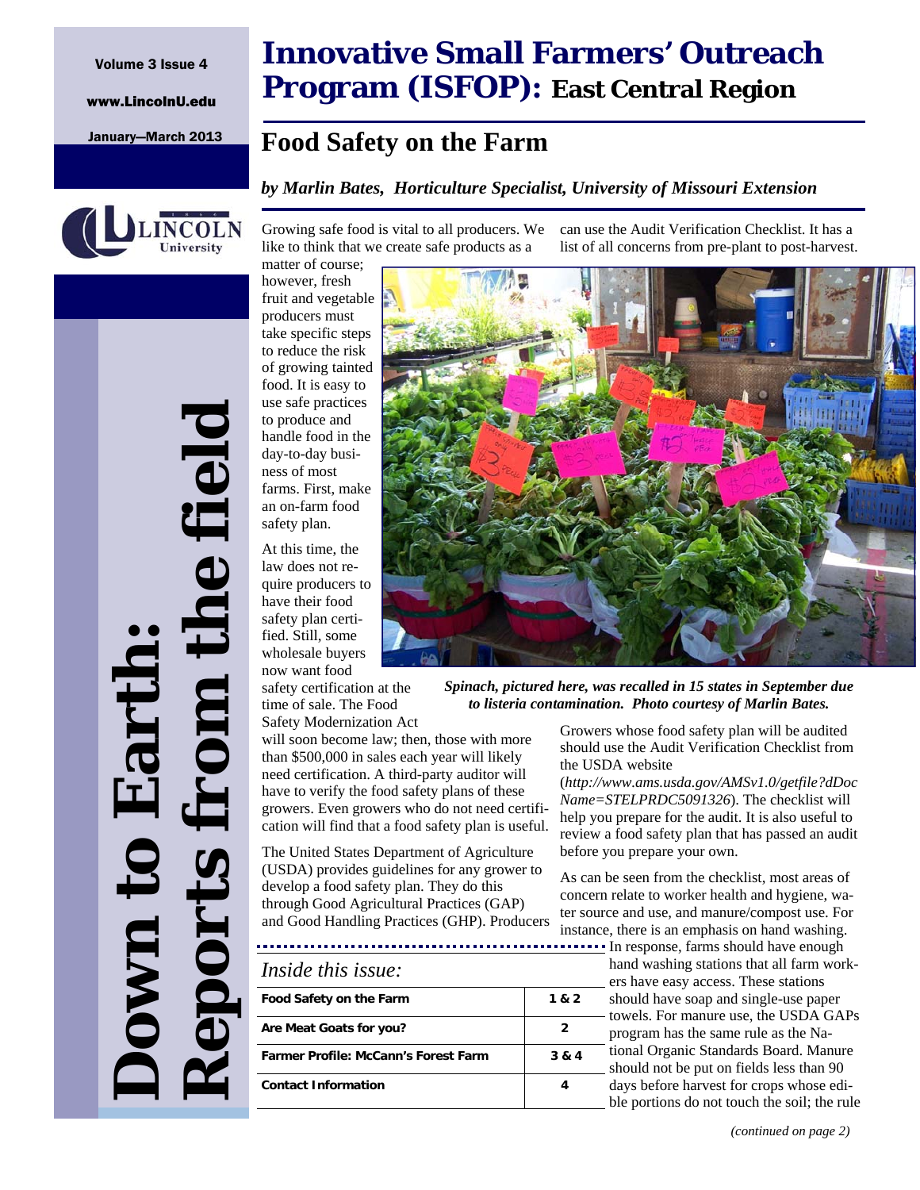# Innovative Small Farmers' Outreach Program (ISFOP): East Central Region

Volume 3 Issue 4

www.LincolnU.edu

January—March 2013

**Down to Earth: Reports from the field**

## Food Safety on the Farm

***by Marlin Bates, Horticulture Specialist, University of Missouri Extension***

Growing safe food is vital to all producers. We like to think that we create safe products as a matter of course; however, fresh fruit and vegetable producers must take specific steps to reduce the risk of growing tainted food. It is easy to use safe practices to produce and handle food in the day-to-day business of most farms. First, make an on-farm food safety plan.

At this time, the law does not require producers to have their food safety plan certified. Still, some wholesale buyers now want food safety certification at the time of sale. The Food Safety Modernization Act will soon become law; then, those with more than $500,000 in sales each year will likely need certification. A third-party auditor will have to verify the food safety plans of these growers. Even growers who do not need certification will find that a food safety plan is useful.

The United States Department of Agriculture (USDA) provides guidelines for any grower to develop a food safety plan. They do this through Good Agricultural Practices (GAP) and Good Handling Practices (GHP). Producers can use the Audit Verification Checklist. It has a list of all concerns from pre-plant to post-harvest.

***Spinach, pictured here, was recalled in 15 states in September due to listeria contamination. Photo courtesy of Marlin Bates.***

Growers whose food safety plan will be audited should use the Audit Verification Checklist from the USDA website (*http://www.ams.usda.gov/AMSv1.0/getfile?dDocName=STELPRDC5091326*). The checklist will help you prepare for the audit. It is also useful to review a food safety plan that has passed an audit before you prepare your own.

As can be seen from the checklist, most areas of concern relate to worker health and hygiene, water source and use, and manure/compost use. For instance, there is an emphasis on hand washing. In response, farms should have enough hand washing stations that all farm workers have easy access. These stations should have soap and single-use paper towels. For manure use, the USDA GAPs program has the same rule as the National Organic Standards Board. Manure should not be put on fields less than 90 days before harvest for crops whose edible portions do not touch the soil; the rule

*(continued on page 2)*

### *Inside this issue:*

| | |
|---|---|
| **Food Safety on the Farm** | **1 & 2** |
| **Are Meat Goats for you?** | **2** |
| **Farmer Profile: McCann's Forest Farm** | **3 & 4** |
| **Contact Information** | **4** |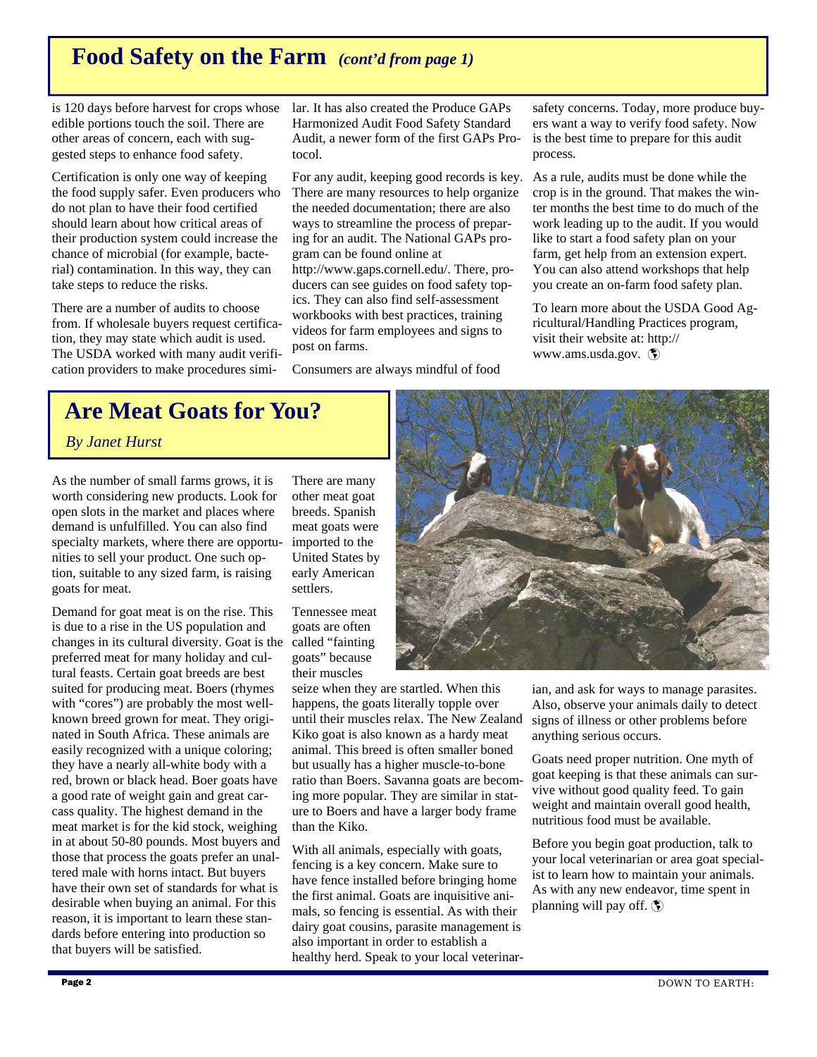## Food Safety on the Farm *(cont'd from page 1)*

is 120 days before harvest for crops whose edible portions touch the soil. There are other areas of concern, each with suggested steps to enhance food safety.

Certification is only one way of keeping the food supply safer. Even producers who do not plan to have their food certified should learn about how critical areas of their production system could increase the chance of microbial (for example, bacterial) contamination. In this way, they can take steps to reduce the risks.

There are a number of audits to choose from. If wholesale buyers request certification, they may state which audit is used. The USDA worked with many audit verification providers to make procedures similar. It has also created the Produce GAPs Harmonized Audit Food Safety Standard Audit, a newer form of the first GAPs Protocol.

For any audit, keeping good records is key. There are many resources to help organize the needed documentation; there are also ways to streamline the process of preparing for an audit. The National GAPs program can be found online at http://www.gaps.cornell.edu/. There, producers can see guides on food safety topics. They can also find self-assessment workbooks with best practices, training videos for farm employees and signs to post on farms.

Consumers are always mindful of food safety concerns. Today, more produce buyers want a way to verify food safety. Now is the best time to prepare for this audit process.

As a rule, audits must be done while the crop is in the ground. That makes the winter months the best time to do much of the work leading up to the audit. If you would like to start a food safety plan on your farm, get help from an extension expert. You can also attend workshops that help you create an on-farm food safety plan.

To learn more about the USDA Good Agricultural/Handling Practices program, visit their website at: http://www.ams.usda.gov.

## Are Meat Goats for You?

*By Janet Hurst*

As the number of small farms grows, it is worth considering new products. Look for open slots in the market and places where demand is unfulfilled. You can also find specialty markets, where there are opportunities to sell your product. One such option, suitable to any sized farm, is raising goats for meat.

Demand for goat meat is on the rise. This is due to a rise in the US population and changes in its cultural diversity. Goat is the preferred meat for many holiday and cultural feasts. Certain goat breeds are best suited for producing meat. Boers (rhymes with "cores") are probably the most well-known breed grown for meat. They originated in South Africa. These animals are easily recognized with a unique coloring; they have a nearly all-white body with a red, brown or black head. Boer goats have a good rate of weight gain and great carcass quality. The highest demand in the meat market is for the kid stock, weighing in at about 50-80 pounds. Most buyers and those that process the goats prefer an unaltered male with horns intact. But buyers have their own set of standards for what is desirable when buying an animal. For this reason, it is important to learn these standards before entering into production so that buyers will be satisfied.

There are many other meat goat breeds. Spanish meat goats were imported to the United States by early American settlers.

Tennessee meat goats are often called "fainting goats" because their muscles seize when they are startled. When this happens, the goats literally topple over until their muscles relax. The New Zealand Kiko goat is also known as a hardy meat animal. This breed is often smaller boned but usually has a higher muscle-to-bone ratio than Boers. Savanna goats are becoming more popular. They are similar in stature to Boers and have a larger body frame than the Kiko.

With all animals, especially with goats, fencing is a key concern. Make sure to have fence installed before bringing home the first animal. Goats are inquisitive animals, so fencing is essential. As with their dairy goat cousins, parasite management is also important in order to establish a healthy herd. Speak to your local veterinarian, and ask for ways to manage parasites. Also, observe your animals daily to detect signs of illness or other problems before anything serious occurs.

Goats need proper nutrition. One myth of goat keeping is that these animals can survive without good quality feed. To gain weight and maintain overall good health, nutritious food must be available.

Before you begin goat production, talk to your local veterinarian or area goat specialist to learn how to maintain your animals. As with any new endeavor, time spent in planning will pay off.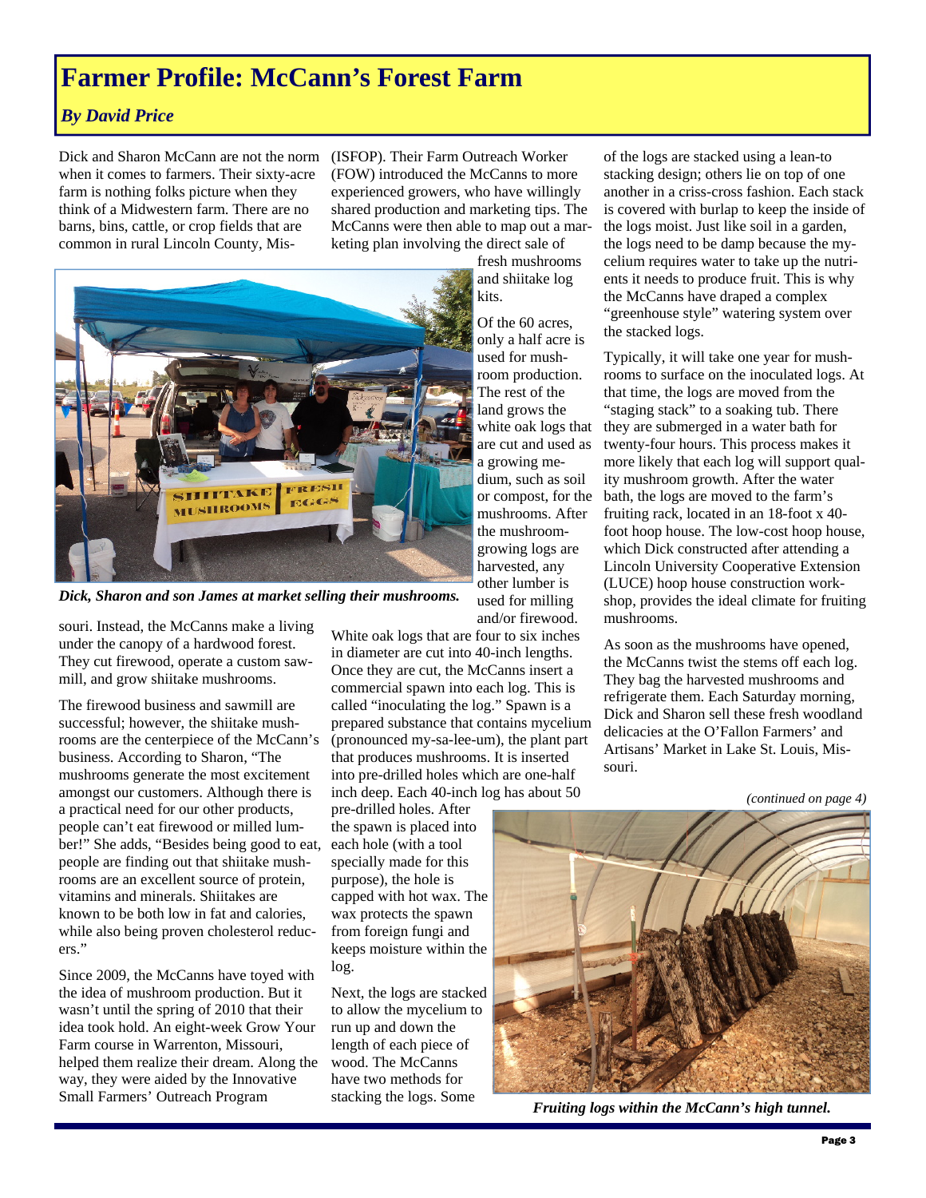# Farmer Profile: McCann's Forest Farm

*By David Price*

Dick and Sharon McCann are not the norm when it comes to farmers. Their sixty-acre farm is nothing folks picture when they think of a Midwestern farm. There are no barns, bins, cattle, or crop fields that are common in rural Lincoln County, Missouri. Instead, the McCanns make a living under the canopy of a hardwood forest. They cut firewood, operate a custom sawmill, and grow shiitake mushrooms.

*Dick, Sharon and son James at market selling their mushrooms.*

The firewood business and sawmill are successful; however, the shiitake mushrooms are the centerpiece of the McCann's business. According to Sharon, "The mushrooms generate the most excitement amongst our customers. Although there is a practical need for our other products, people can't eat firewood or milled lumber!" She adds, "Besides being good to eat, people are finding out that shiitake mushrooms are an excellent source of protein, vitamins and minerals. Shiitakes are known to be both low in fat and calories, while also being proven cholesterol reducers."

Since 2009, the McCanns have toyed with the idea of mushroom production. But it wasn't until the spring of 2010 that their idea took hold. An eight-week Grow Your Farm course in Warrenton, Missouri, helped them realize their dream. Along the way, they were aided by the Innovative Small Farmers' Outreach Program (ISFOP). Their Farm Outreach Worker (FOW) introduced the McCanns to more experienced growers, who have willingly shared production and marketing tips. The McCanns were then able to map out a marketing plan involving the direct sale of fresh mushrooms and shiitake log kits.

Of the 60 acres, only a half acre is used for mushroom production. The rest of the land grows the white oak logs that are cut and used as a growing medium, such as soil or compost, for the mushrooms. After the mushroom-growing logs are harvested, any other lumber is used for milling and/or firewood.

White oak logs that are four to six inches in diameter are cut into 40-inch lengths. Once they are cut, the McCanns insert a commercial spawn into each log. This is called "inoculating the log." Spawn is a prepared substance that contains mycelium (pronounced my-sa-lee-um), the plant part that produces mushrooms. It is inserted into pre-drilled holes which are one-half inch deep. Each 40-inch log has about 50 pre-drilled holes. After the spawn is placed into each hole (with a tool specially made for this purpose), the hole is capped with hot wax. The wax protects the spawn from foreign fungi and keeps moisture within the log.

Next, the logs are stacked to allow the mycelium to run up and down the length of each piece of wood. The McCanns have two methods for stacking the logs. Some of the logs are stacked using a lean-to stacking design; others lie on top of one another in a criss-cross fashion. Each stack is covered with burlap to keep the inside of the logs moist. Just like soil in a garden, the logs need to be damp because the mycelium requires water to take up the nutrients it needs to produce fruit. This is why the McCanns have draped a complex "greenhouse style" watering system over the stacked logs.

Typically, it will take one year for mushrooms to surface on the inoculated logs. At that time, the logs are moved from the "staging stack" to a soaking tub. There they are submerged in a water bath for twenty-four hours. This process makes it more likely that each log will support quality mushroom growth. After the water bath, the logs are moved to the farm's fruiting rack, located in an 18-foot x 40-foot hoop house. The low-cost hoop house, which Dick constructed after attending a Lincoln University Cooperative Extension (LUCE) hoop house construction workshop, provides the ideal climate for fruiting mushrooms.

As soon as the mushrooms have opened, the McCanns twist the stems off each log. They bag the harvested mushrooms and refrigerate them. Each Saturday morning, Dick and Sharon sell these fresh woodland delicacies at the O'Fallon Farmers' and Artisans' Market in Lake St. Louis, Missouri.

*(continued on page 4)*

*Fruiting logs within the McCann's high tunnel.*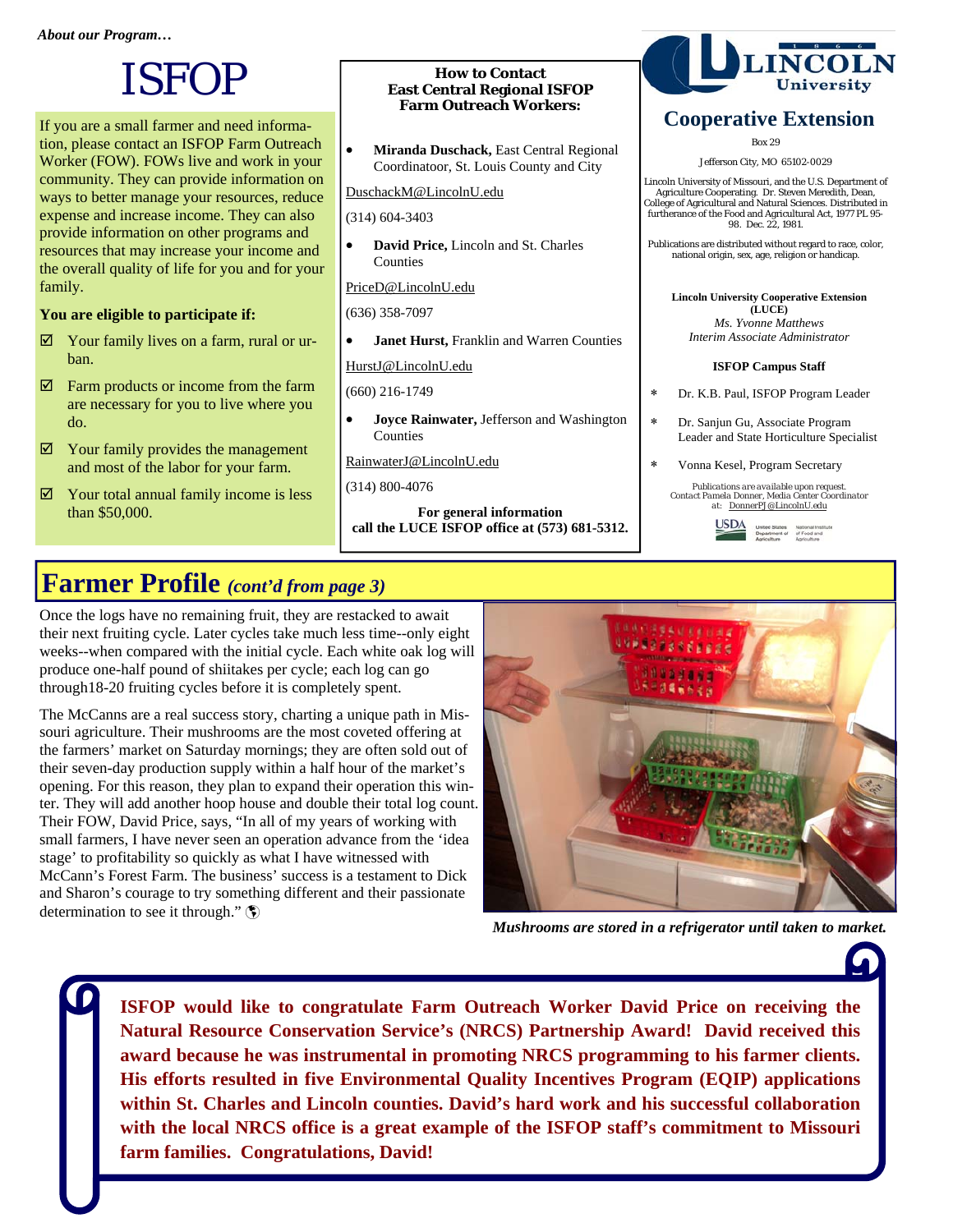*About our Program…*

# ISFOP

If you are a small farmer and need information, please contact an ISFOP Farm Outreach Worker (FOW). FOWs live and work in your community. They can provide information on ways to better manage your resources, reduce expense and increase income. They can also provide information on other programs and resources that may increase your income and the overall quality of life for you and for your family.

**You are eligible to participate if:**

- ☑ Your family lives on a farm, rural or urban.
- ☑ Farm products or income from the farm are necessary for you to live where you do.
- ☑ Your family provides the management and most of the labor for your farm.
- ☑ Your total annual family income is less than $50,000.

**How to Contact East Central Regional ISFOP Farm Outreach Workers:**

- **Miranda Duschack,** East Central Regional Coordinatoor, St. Louis County and City

DuschackM@LincolnU.edu

(314) 604-3403

- **David Price,** Lincoln and St. Charles Counties

PriceD@LincolnU.edu

(636) 358-7097

- **Janet Hurst,** Franklin and Warren Counties

HurstJ@LincolnU.edu

(660) 216-1749

- **Joyce Rainwater,** Jefferson and Washington Counties

RainwaterJ@LincolnU.edu

(314) 800-4076

**For general information call the LUCE ISFOP office at (573) 681-5312.**

1866 LINCOLN University

## Cooperative Extension

Box 29

Jefferson City, MO 65102-0029

Lincoln University of Missouri, and the U.S. Department of Agriculture Cooperating. Dr. Steven Meredith, Dean, College of Agricultural and Natural Sciences. Distributed in furtherance of the Food and Agricultural Act, 1977 PL 95-98. Dec. 22, 1981.

Publications are distributed without regard to race, color, national origin, sex, age, religion or handicap.

**Lincoln University Cooperative Extension (LUCE)**
*Ms. Yvonne Matthews*
*Interim Associate Administrator*

**ISFOP Campus Staff**

* Dr. K.B. Paul, ISFOP Program Leader
* Dr. Sanjun Gu, Associate Program Leader and State Horticulture Specialist
* Vonna Kesel, Program Secretary

*Publications are available upon request. Contact Pamela Donner, Media Center Coordinator at: DonnerPJ@LincolnU.edu*

USDA United States Department of Agriculture National Institute of Food and Agriculture

# Farmer Profile *(cont'd from page 3)*

Once the logs have no remaining fruit, they are restacked to await their next fruiting cycle. Later cycles take much less time--only eight weeks--when compared with the initial cycle. Each white oak log will produce one-half pound of shiitakes per cycle; each log can go through18-20 fruiting cycles before it is completely spent.

The McCanns are a real success story, charting a unique path in Missouri agriculture. Their mushrooms are the most coveted offering at the farmers' market on Saturday mornings; they are often sold out of their seven-day production supply within a half hour of the market's opening. For this reason, they plan to expand their operation this winter. They will add another hoop house and double their total log count. Their FOW, David Price, says, "In all of my years of working with small farmers, I have never seen an operation advance from the 'idea stage' to profitability so quickly as what I have witnessed with McCann's Forest Farm. The business' success is a testament to Dick and Sharon's courage to try something different and their passionate determination to see it through."

*Mushrooms are stored in a refrigerator until taken to market.*

**ISFOP would like to congratulate Farm Outreach Worker David Price on receiving the Natural Resource Conservation Service's (NRCS) Partnership Award! David received this award because he was instrumental in promoting NRCS programming to his farmer clients. His efforts resulted in five Environmental Quality Incentives Program (EQIP) applications within St. Charles and Lincoln counties. David's hard work and his successful collaboration with the local NRCS office is a great example of the ISFOP staff's commitment to Missouri farm families. Congratulations, David!**